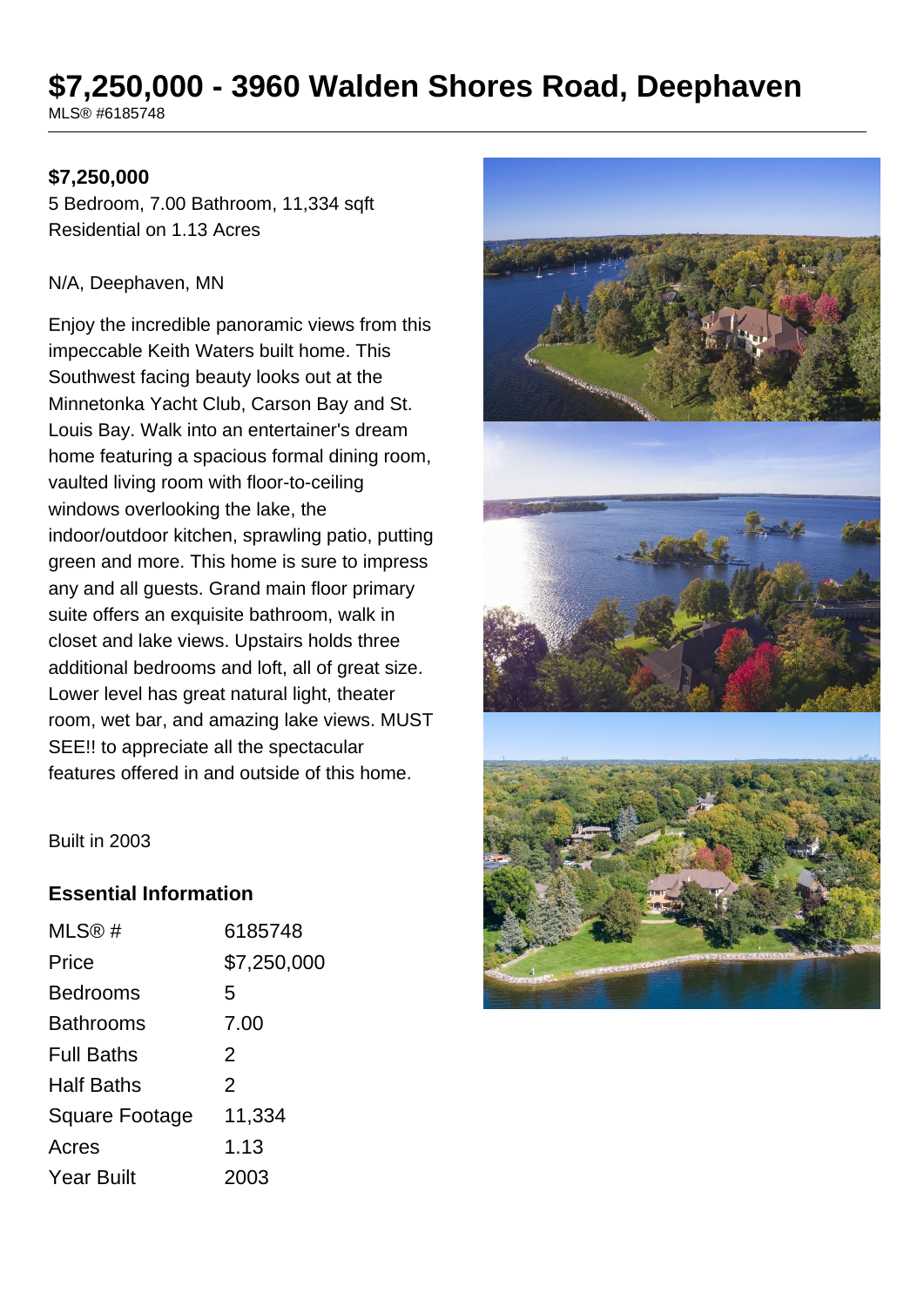# $7,250,000 - 3960 Walden Shores Road, Deephaven

MLS® #6185748

**$7,250,000**

5 Bedroom, 7.00 Bathroom, 11,334 sqft
Residential on 1.13 Acres

N/A, Deephaven, MN

Enjoy the incredible panoramic views from this impeccable Keith Waters built home. This Southwest facing beauty looks out at the Minnetonka Yacht Club, Carson Bay and St. Louis Bay. Walk into an entertainer's dream home featuring a spacious formal dining room, vaulted living room with floor-to-ceiling windows overlooking the lake, the indoor/outdoor kitchen, sprawling patio, putting green and more. This home is sure to impress any and all guests. Grand main floor primary suite offers an exquisite bathroom, walk in closet and lake views. Upstairs holds three additional bedrooms and loft, all of great size. Lower level has great natural light, theater room, wet bar, and amazing lake views. MUST SEE!! to appreciate all the spectacular features offered in and outside of this home.

Built in 2003

## Essential Information

| | |
|---|---|
| MLS® # | 6185748 |
| Price | $7,250,000 |
| Bedrooms | 5 |
| Bathrooms | 7.00 |
| Full Baths | 2 |
| Half Baths | 2 |
| Square Footage | 11,334 |
| Acres | 1.13 |
| Year Built | 2003 |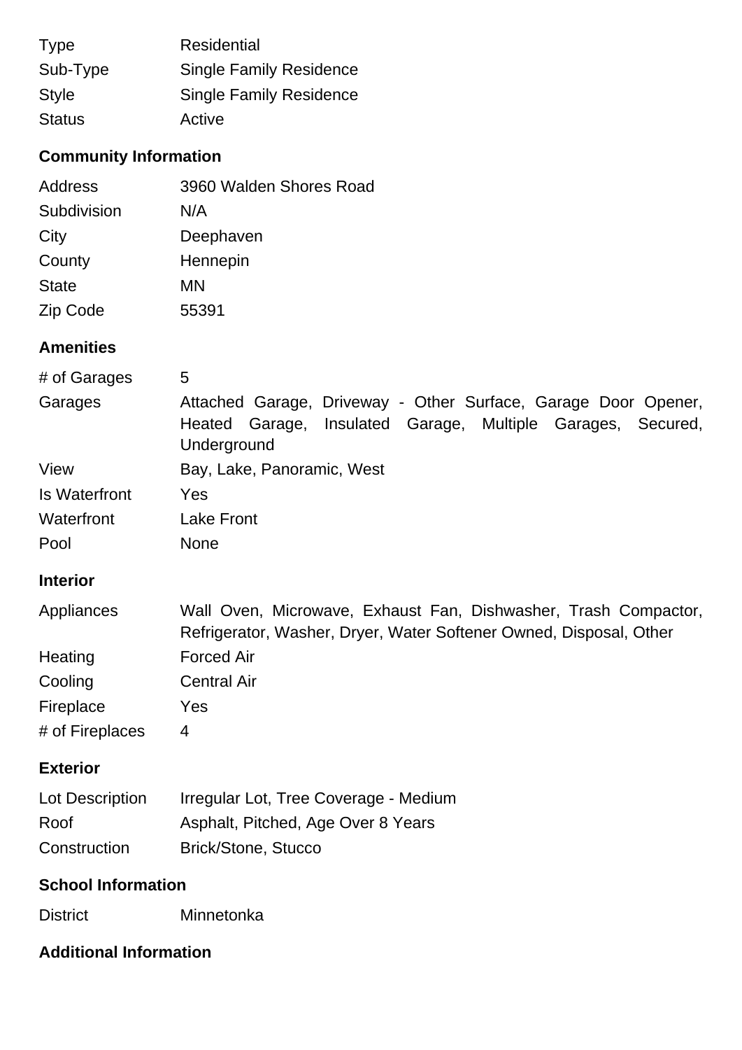| | |
|---|---|
| Type | Residential |
| Sub-Type | Single Family Residence |
| Style | Single Family Residence |
| Status | Active |

## Community Information

| | |
|---|---|
| Address | 3960 Walden Shores Road |
| Subdivision | N/A |
| City | Deephaven |
| County | Hennepin |
| State | MN |
| Zip Code | 55391 |

## Amenities

| | |
|---|---|
| # of Garages | 5 |
| Garages | Attached Garage, Driveway - Other Surface, Garage Door Opener, Heated Garage, Insulated Garage, Multiple Garages, Secured, Underground |
| View | Bay, Lake, Panoramic, West |
| Is Waterfront | Yes |
| Waterfront | Lake Front |
| Pool | None |

## Interior

| | |
|---|---|
| Appliances | Wall Oven, Microwave, Exhaust Fan, Dishwasher, Trash Compactor, Refrigerator, Washer, Dryer, Water Softener Owned, Disposal, Other |
| Heating | Forced Air |
| Cooling | Central Air |
| Fireplace | Yes |
| # of Fireplaces | 4 |

## Exterior

| | |
|---|---|
| Lot Description | Irregular Lot, Tree Coverage - Medium |
| Roof | Asphalt, Pitched, Age Over 8 Years |
| Construction | Brick/Stone, Stucco |

## School Information

| | |
|---|---|
| District | Minnetonka |

## Additional Information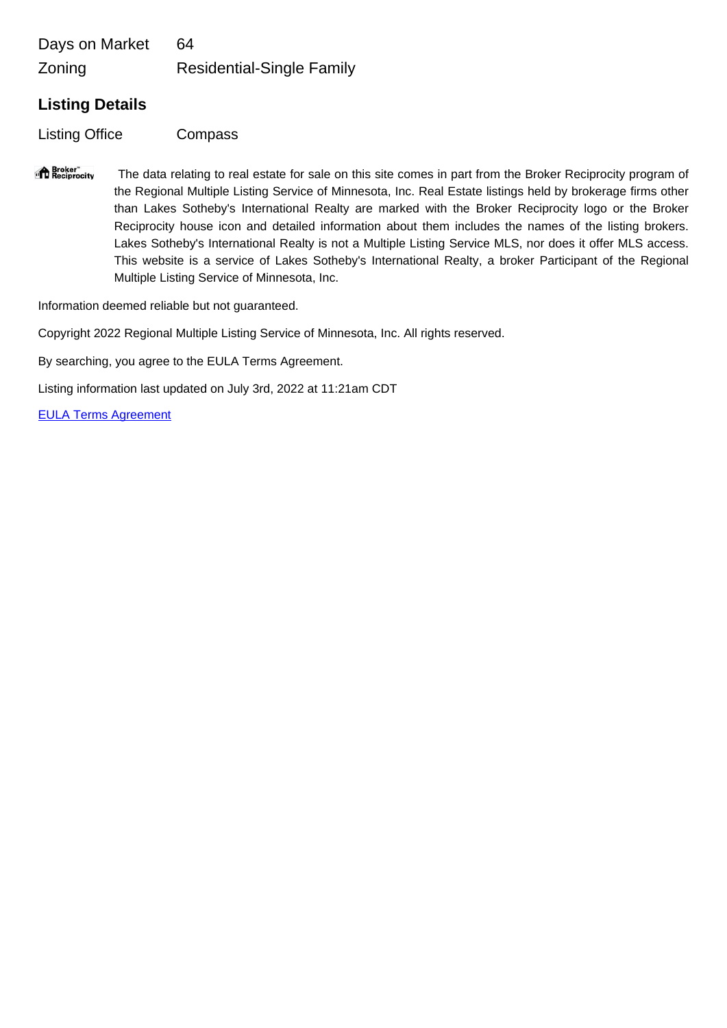| | |
|---|---|
| Days on Market | 64 |
| Zoning | Residential-Single Family |

## Listing Details

| | |
|---|---|
| Listing Office | Compass |

The data relating to real estate for sale on this site comes in part from the Broker Reciprocity program of the Regional Multiple Listing Service of Minnesota, Inc. Real Estate listings held by brokerage firms other than Lakes Sotheby's International Realty are marked with the Broker Reciprocity logo or the Broker Reciprocity house icon and detailed information about them includes the names of the listing brokers. Lakes Sotheby's International Realty is not a Multiple Listing Service MLS, nor does it offer MLS access. This website is a service of Lakes Sotheby's International Realty, a broker Participant of the Regional Multiple Listing Service of Minnesota, Inc.

Information deemed reliable but not guaranteed.

Copyright 2022 Regional Multiple Listing Service of Minnesota, Inc. All rights reserved.

By searching, you agree to the EULA Terms Agreement.

Listing information last updated on July 3rd, 2022 at 11:21am CDT

EULA Terms Agreement